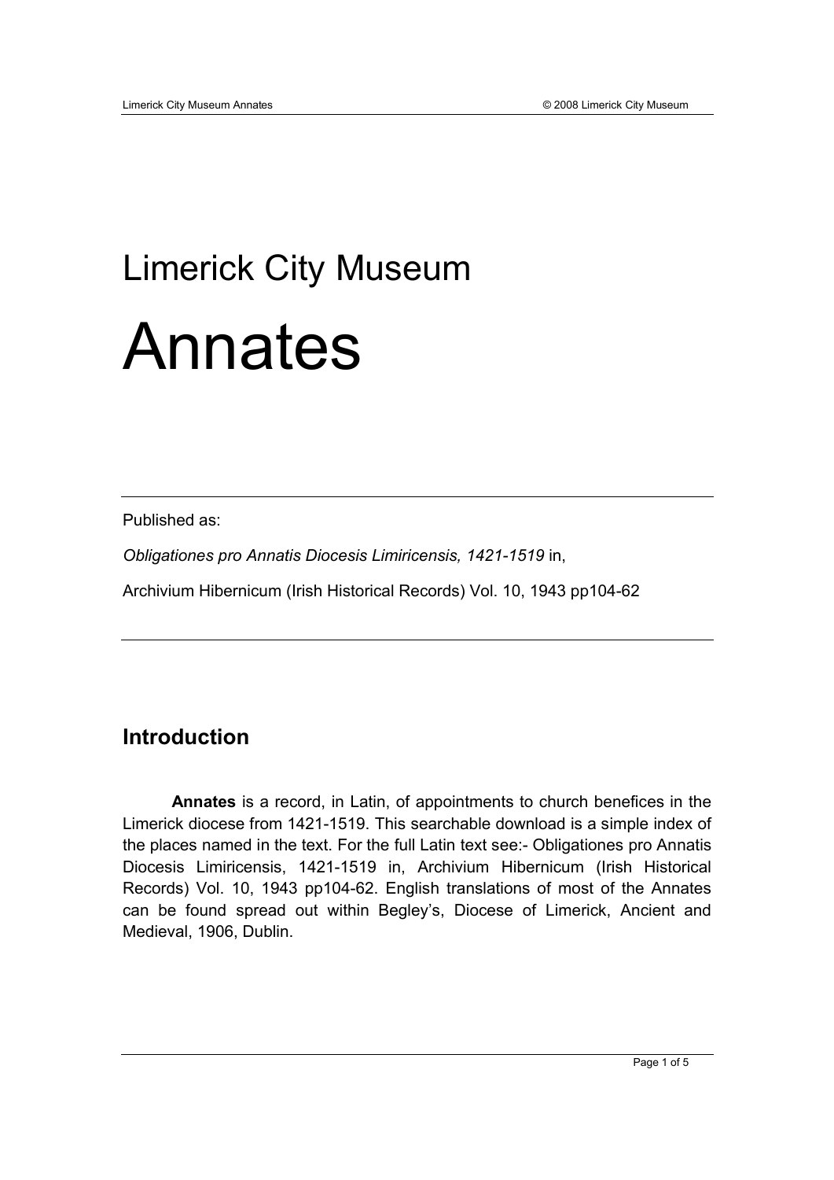# Limerick City Museum

# Annates

---

Published as:

*Obligationes pro Annatis Diocesis Limiricensis, 1421-1519* in,

Archivium Hibernicum (Irish Historical Records) Vol. 10, 1943 pp104-62

---

## Introduction

**Annates** is a record, in Latin, of appointments to church benefices in the Limerick diocese from 1421-1519. This searchable download is a simple index of the places named in the text. For the full Latin text see:- Obligationes pro Annatis Diocesis Limiricensis, 1421-1519 in, Archivium Hibernicum (Irish Historical Records) Vol. 10, 1943 pp104-62. English translations of most of the Annates can be found spread out within Begley's, Diocese of Limerick, Ancient and Medieval, 1906, Dublin.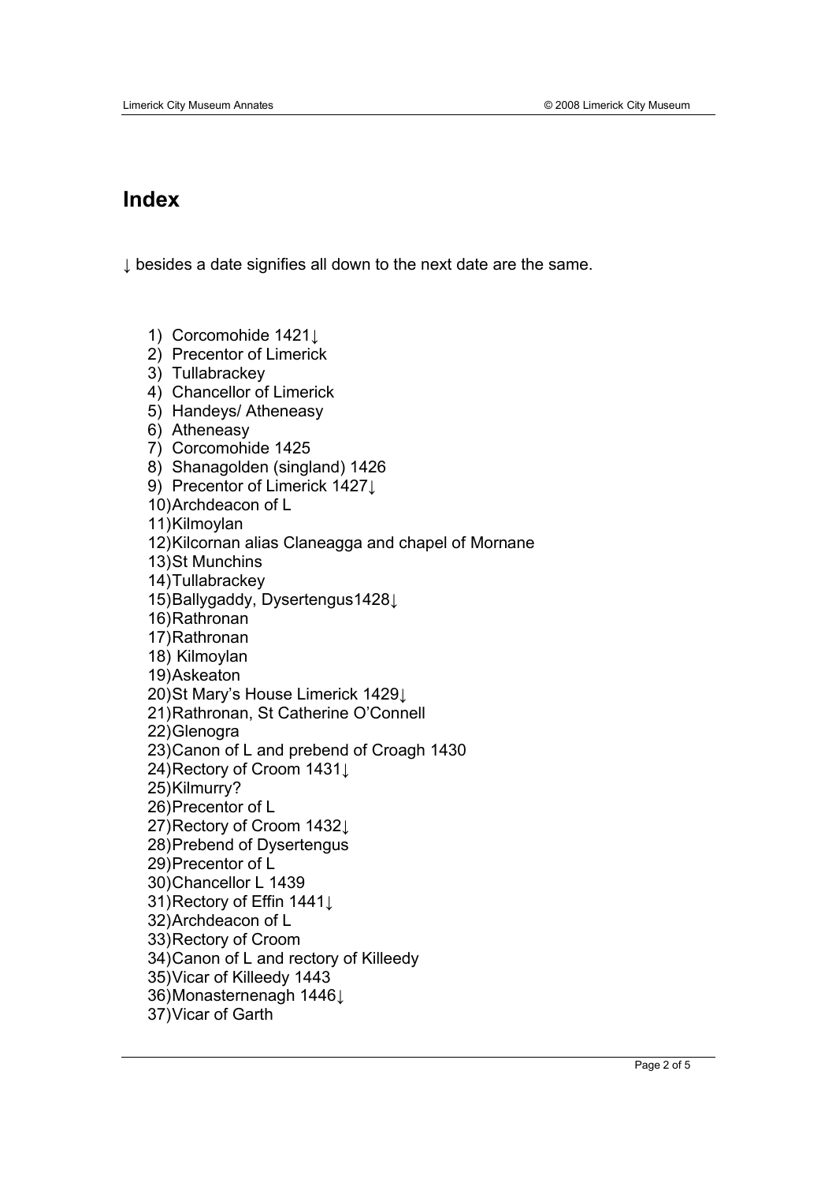## Index

↓ besides a date signifies all down to the next date are the same.

1) Corcomohide 1421↓
2) Precentor of Limerick
3) Tullabrackey
4) Chancellor of Limerick
5) Handeys/ Atheneasy
6) Atheneasy
7) Corcomohide 1425
8) Shanagolden (singland) 1426
9) Precentor of Limerick 1427↓
10) Archdeacon of L
11) Kilmoylan
12) Kilcornan alias Claneagga and chapel of Mornane
13) St Munchins
14) Tullabrackey
15) Ballygaddy, Dysertengus1428↓
16) Rathronan
17) Rathronan
18) Kilmoylan
19) Askeaton
20) St Mary's House Limerick 1429↓
21) Rathronan, St Catherine O'Connell
22) Glenogra
23) Canon of L and prebend of Croagh 1430
24) Rectory of Croom 1431↓
25) Kilmurry?
26) Precentor of L
27) Rectory of Croom 1432↓
28) Prebend of Dysertengus
29) Precentor of L
30) Chancellor L 1439
31) Rectory of Effin 1441↓
32) Archdeacon of L
33) Rectory of Croom
34) Canon of L and rectory of Killeedy
35) Vicar of Killeedy 1443
36) Monasternenagh 1446↓
37) Vicar of Garth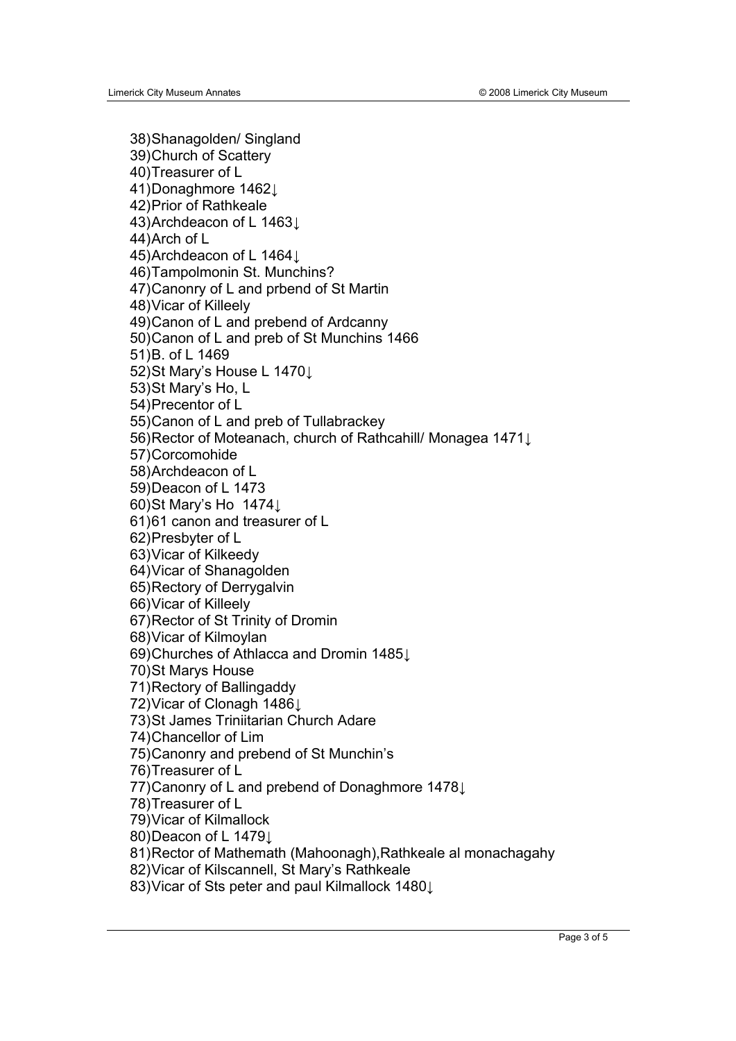38)Shanagolden/ Singland
39)Church of Scattery
40)Treasurer of L
41)Donaghmore 1462↓
42)Prior of Rathkeale
43)Archdeacon of L 1463↓
44)Arch of L
45)Archdeacon of L 1464↓
46)Tampolmonin St. Munchins?
47)Canonry of L and prbend of St Martin
48)Vicar of Killeely
49)Canon of L and prebend of Ardcanny
50)Canon of L and preb of St Munchins 1466
51)B. of L 1469
52)St Mary's House L 1470↓
53)St Mary's Ho, L
54)Precentor of L
55)Canon of L and preb of Tullabrackey
56)Rector of Moteanach, church of Rathcahill/ Monagea 1471↓
57)Corcomohide
58)Archdeacon of L
59)Deacon of L 1473
60)St Mary's Ho 1474↓
61)61 canon and treasurer of L
62)Presbyter of L
63)Vicar of Kilkeedy
64)Vicar of Shanagolden
65)Rectory of Derrygalvin
66)Vicar of Killeely
67)Rector of St Trinity of Dromin
68)Vicar of Kilmoylan
69)Churches of Athlacca and Dromin 1485↓
70)St Marys House
71)Rectory of Ballingaddy
72)Vicar of Clonagh 1486↓
73)St James Triniitarian Church Adare
74)Chancellor of Lim
75)Canonry and prebend of St Munchin's
76)Treasurer of L
77)Canonry of L and prebend of Donaghmore 1478↓
78)Treasurer of L
79)Vicar of Kilmallock
80)Deacon of L 1479↓
81)Rector of Mathemath (Mahoonagh),Rathkeale al monachagahy
82)Vicar of Kilscannell, St Mary's Rathkeale
83)Vicar of Sts peter and paul Kilmallock 1480↓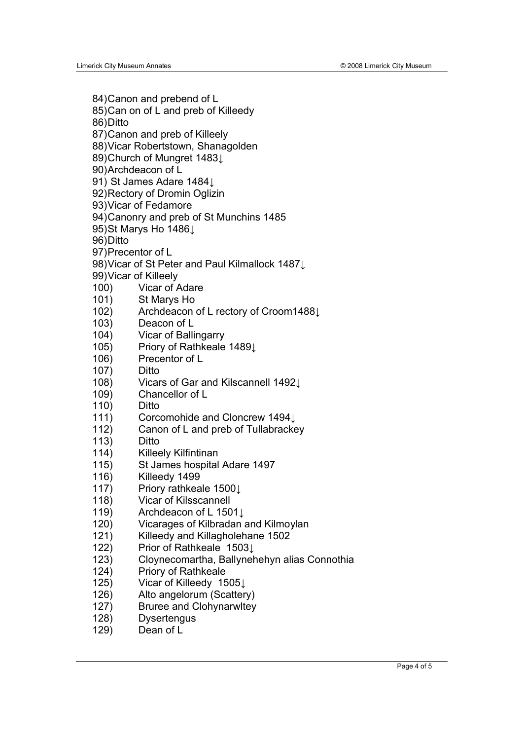84) Canon and prebend of L
85) Can on of L and preb of Killeedy
86) Ditto
87) Canon and preb of Killeely
88) Vicar Robertstown, Shanagolden
89) Church of Mungret 1483↓
90) Archdeacon of L
91) St James Adare 1484↓
92) Rectory of Dromin Oglizin
93) Vicar of Fedamore
94) Canonry and preb of St Munchins 1485
95) St Marys Ho 1486↓
96) Ditto
97) Precentor of L
98) Vicar of St Peter and Paul Kilmallock 1487↓
99) Vicar of Killeely
100) Vicar of Adare
101) St Marys Ho
102) Archdeacon of L rectory of Croom1488↓
103) Deacon of L
104) Vicar of Ballingarry
105) Priory of Rathkeale 1489↓
106) Precentor of L
107) Ditto
108) Vicars of Gar and Kilscannell 1492↓
109) Chancellor of L
110) Ditto
111) Corcomohide and Cloncrew 1494↓
112) Canon of L and preb of Tullabrackey
113) Ditto
114) Killeely Kilfintinan
115) St James hospital Adare 1497
116) Killeedy 1499
117) Priory rathkeale 1500↓
118) Vicar of Kilsscannell
119) Archdeacon of L 1501↓
120) Vicarages of Kilbradan and Kilmoylan
121) Killeedy and Killagholehane 1502
122) Prior of Rathkeale 1503↓
123) Cloynecomartha, Ballynehehyn alias Connothia
124) Priory of Rathkeale
125) Vicar of Killeedy 1505↓
126) Alto angelorum (Scattery)
127) Bruree and Clohynarwltey
128) Dysertengus
129) Dean of L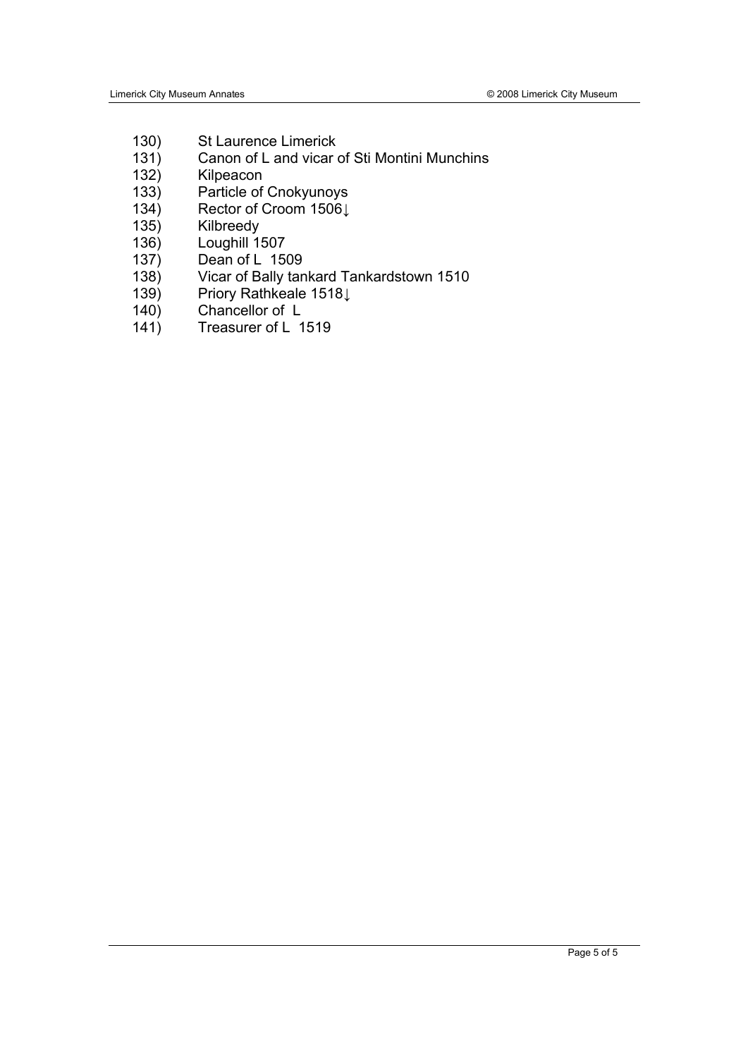130) St Laurence Limerick
131) Canon of L and vicar of Sti Montini Munchins
132) Kilpeacon
133) Particle of Cnokyunoys
134) Rector of Croom 1506↓
135) Kilbreedy
136) Loughill 1507
137) Dean of L 1509
138) Vicar of Bally tankard Tankardstown 1510
139) Priory Rathkeale 1518↓
140) Chancellor of L
141) Treasurer of L 1519